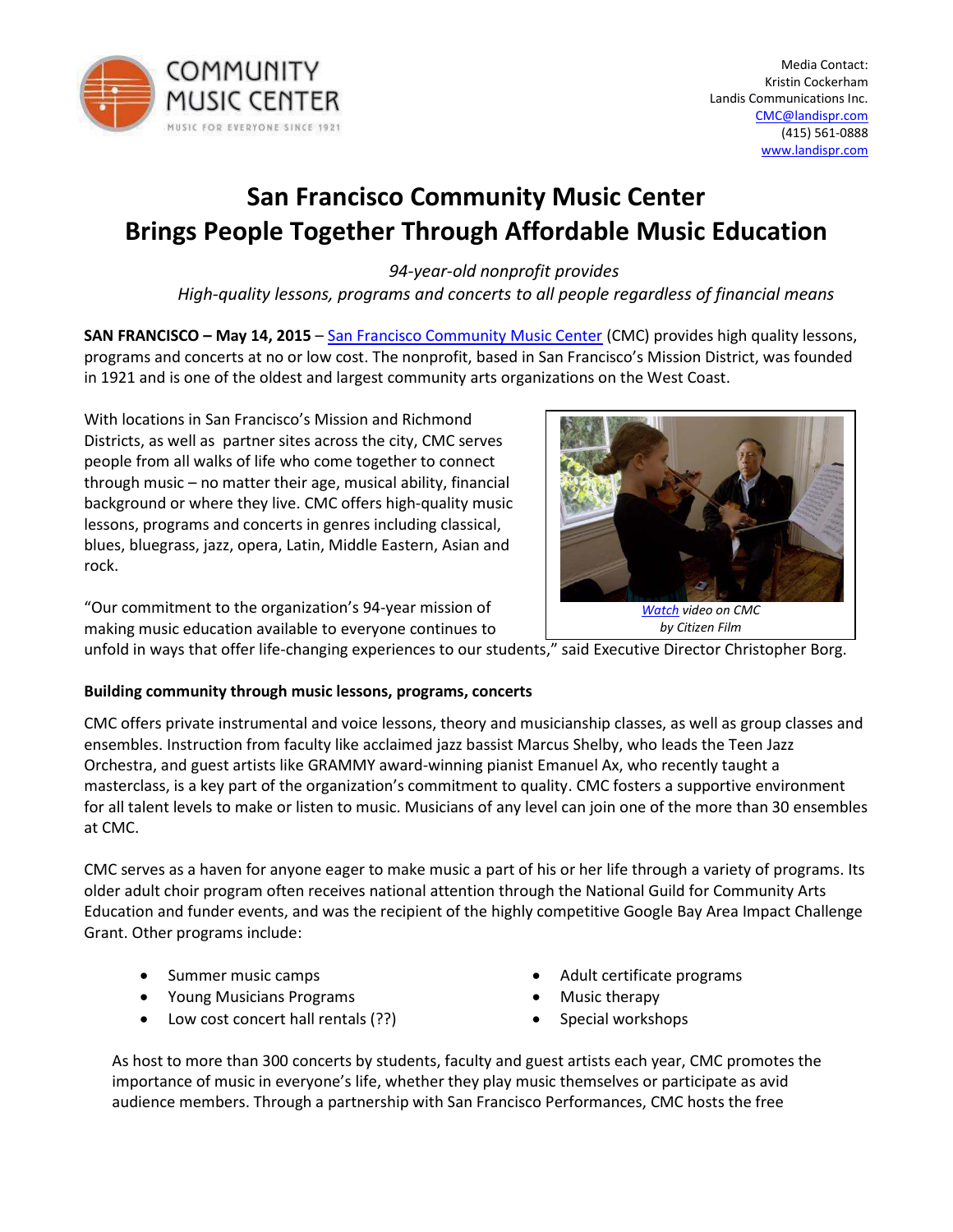COMMUNITY MUSIC CENTER
MUSIC FOR EVERYONE SINCE 1921

Media Contact:
Kristin Cockerham
Landis Communications Inc.
CMC@landispr.com
(415) 561-0888
www.landispr.com

# San Francisco Community Music Center Brings People Together Through Affordable Music Education

*94-year-old nonprofit provides High-quality lessons, programs and concerts to all people regardless of financial means*

**SAN FRANCISCO – May 14, 2015** – San Francisco Community Music Center (CMC) provides high quality lessons, programs and concerts at no or low cost. The nonprofit, based in San Francisco's Mission District, was founded in 1921 and is one of the oldest and largest community arts organizations on the West Coast.

With locations in San Francisco's Mission and Richmond Districts, as well as partner sites across the city, CMC serves people from all walks of life who come together to connect through music – no matter their age, musical ability, financial background or where they live. CMC offers high-quality music lessons, programs and concerts in genres including classical, blues, bluegrass, jazz, opera, Latin, Middle Eastern, Asian and rock.

*Watch video on CMC by Citizen Film*

"Our commitment to the organization's 94-year mission of making music education available to everyone continues to unfold in ways that offer life-changing experiences to our students," said Executive Director Christopher Borg.

**Building community through music lessons, programs, concerts**

CMC offers private instrumental and voice lessons, theory and musicianship classes, as well as group classes and ensembles. Instruction from faculty like acclaimed jazz bassist Marcus Shelby, who leads the Teen Jazz Orchestra, and guest artists like GRAMMY award-winning pianist Emanuel Ax, who recently taught a masterclass, is a key part of the organization's commitment to quality. CMC fosters a supportive environment for all talent levels to make or listen to music. Musicians of any level can join one of the more than 30 ensembles at CMC.

CMC serves as a haven for anyone eager to make music a part of his or her life through a variety of programs. Its older adult choir program often receives national attention through the National Guild for Community Arts Education and funder events, and was the recipient of the highly competitive Google Bay Area Impact Challenge Grant. Other programs include:

- Summer music camps
- Young Musicians Programs
- Low cost concert hall rentals (??)
- Adult certificate programs
- Music therapy
- Special workshops

As host to more than 300 concerts by students, faculty and guest artists each year, CMC promotes the importance of music in everyone's life, whether they play music themselves or participate as avid audience members. Through a partnership with San Francisco Performances, CMC hosts the free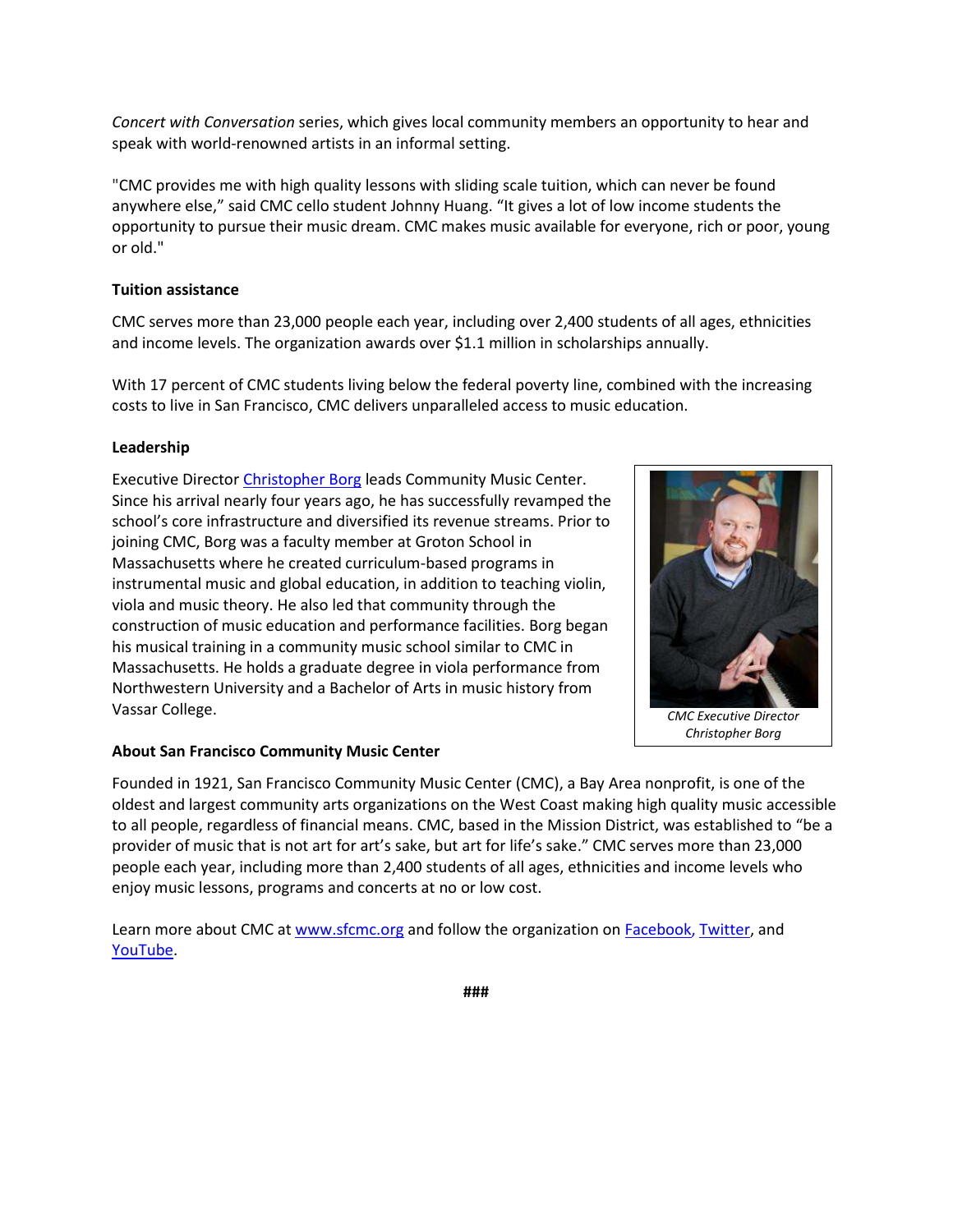*Concert with Conversation* series, which gives local community members an opportunity to hear and speak with world-renowned artists in an informal setting.

"CMC provides me with high quality lessons with sliding scale tuition, which can never be found anywhere else," said CMC cello student Johnny Huang. "It gives a lot of low income students the opportunity to pursue their music dream. CMC makes music available for everyone, rich or poor, young or old."

**Tuition assistance**

CMC serves more than 23,000 people each year, including over 2,400 students of all ages, ethnicities and income levels. The organization awards over $1.1 million in scholarships annually.

With 17 percent of CMC students living below the federal poverty line, combined with the increasing costs to live in San Francisco, CMC delivers unparalleled access to music education.

**Leadership**

Executive Director Christopher Borg leads Community Music Center. Since his arrival nearly four years ago, he has successfully revamped the school's core infrastructure and diversified its revenue streams. Prior to joining CMC, Borg was a faculty member at Groton School in Massachusetts where he created curriculum-based programs in instrumental music and global education, in addition to teaching violin, viola and music theory. He also led that community through the construction of music education and performance facilities. Borg began his musical training in a community music school similar to CMC in Massachusetts. He holds a graduate degree in viola performance from Northwestern University and a Bachelor of Arts in music history from Vassar College.

*CMC Executive Director Christopher Borg*

**About San Francisco Community Music Center**

Founded in 1921, San Francisco Community Music Center (CMC), a Bay Area nonprofit, is one of the oldest and largest community arts organizations on the West Coast making high quality music accessible to all people, regardless of financial means. CMC, based in the Mission District, was established to "be a provider of music that is not art for art's sake, but art for life's sake." CMC serves more than 23,000 people each year, including more than 2,400 students of all ages, ethnicities and income levels who enjoy music lessons, programs and concerts at no or low cost.

Learn more about CMC at www.sfcmc.org and follow the organization on Facebook, Twitter, and YouTube.

###